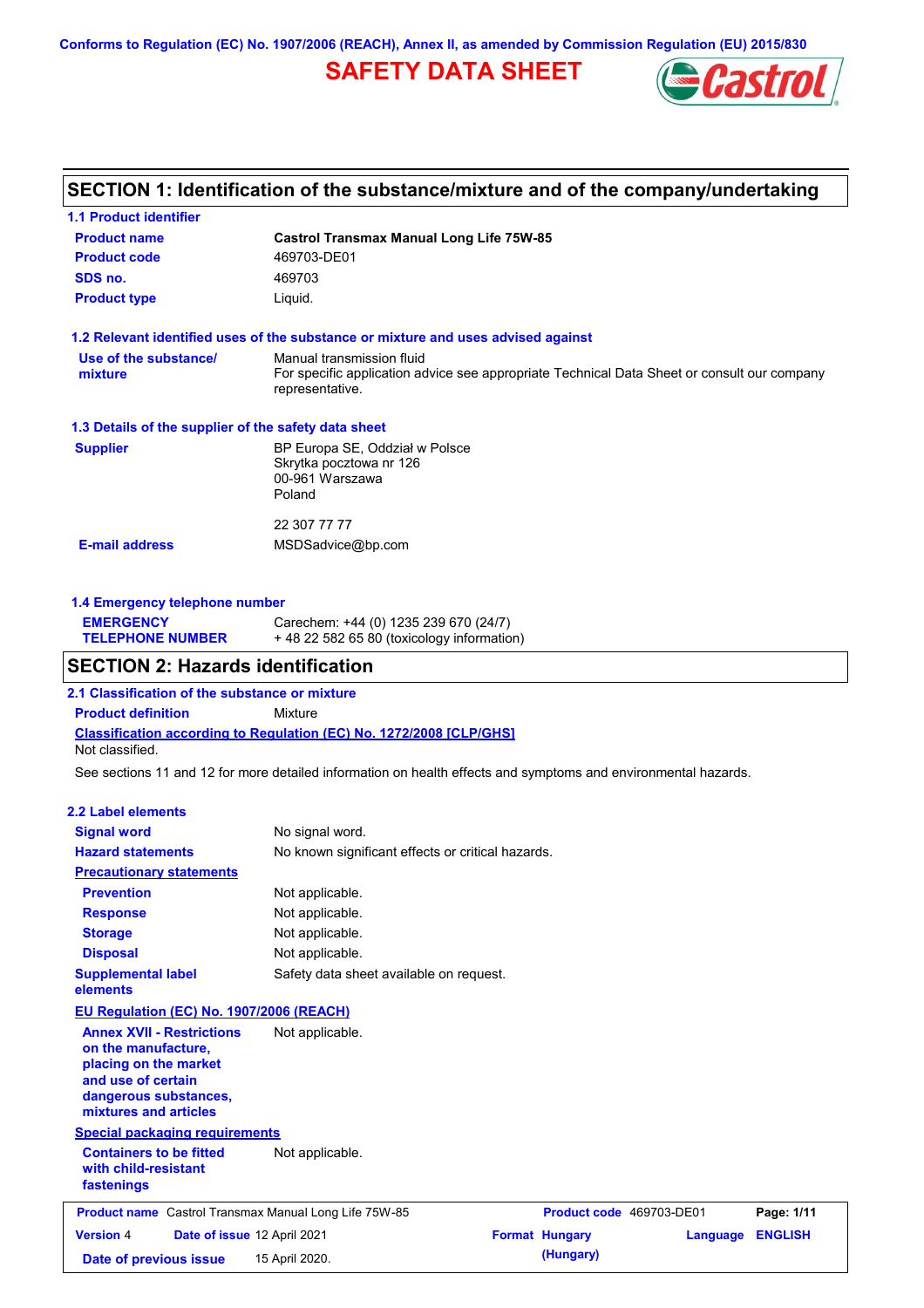Conforms to Regulation (EC) No. 1907/2006 (REACH), Annex II, as amended by Commission Regulation (EU) 2015/830

# SAFETY DATA SHEET

## SECTION 1: Identification of the substance/mixture and of the company/undertaking

### 1.1 Product identifier

| | |
|---|---|
| **Product name** | **Castrol Transmax Manual Long Life 75W-85** |
| **Product code** | 469703-DE01 |
| **SDS no.** | 469703 |
| **Product type** | Liquid. |

### 1.2 Relevant identified uses of the substance or mixture and uses advised against

| | |
|---|---|
| **Use of the substance/ mixture** | Manual transmission fluid<br>For specific application advice see appropriate Technical Data Sheet or consult our company representative. |

### 1.3 Details of the supplier of the safety data sheet

| | |
|---|---|
| **Supplier** | BP Europa SE, Oddział w Polsce<br>Skrytka pocztowa nr 126<br>00-961 Warszawa<br>Poland<br><br>22 307 77 77 |
| **E-mail address** | MSDSadvice@bp.com |

### 1.4 Emergency telephone number

| | |
|---|---|
| **EMERGENCY TELEPHONE NUMBER** | Carechem: +44 (0) 1235 239 670 (24/7)<br>+ 48 22 582 65 80 (toxicology information) |

## SECTION 2: Hazards identification

### 2.1 Classification of the substance or mixture

**Product definition** Mixture

**Classification according to Regulation (EC) No. 1272/2008 [CLP/GHS]**

Not classified.

See sections 11 and 12 for more detailed information on health effects and symptoms and environmental hazards.

### 2.2 Label elements

| | |
|---|---|
| **Signal word** | No signal word. |
| **Hazard statements** | No known significant effects or critical hazards. |

**Precautionary statements**

| | |
|---|---|
| **Prevention** | Not applicable. |
| **Response** | Not applicable. |
| **Storage** | Not applicable. |
| **Disposal** | Not applicable. |
| **Supplemental label elements** | Safety data sheet available on request. |

**EU Regulation (EC) No. 1907/2006 (REACH)**

| | |
|---|---|
| **Annex XVII - Restrictions on the manufacture, placing on the market and use of certain dangerous substances, mixtures and articles** | Not applicable. |

**Special packaging requirements**

| | |
|---|---|
| **Containers to be fitted with child-resistant fastenings** | Not applicable. |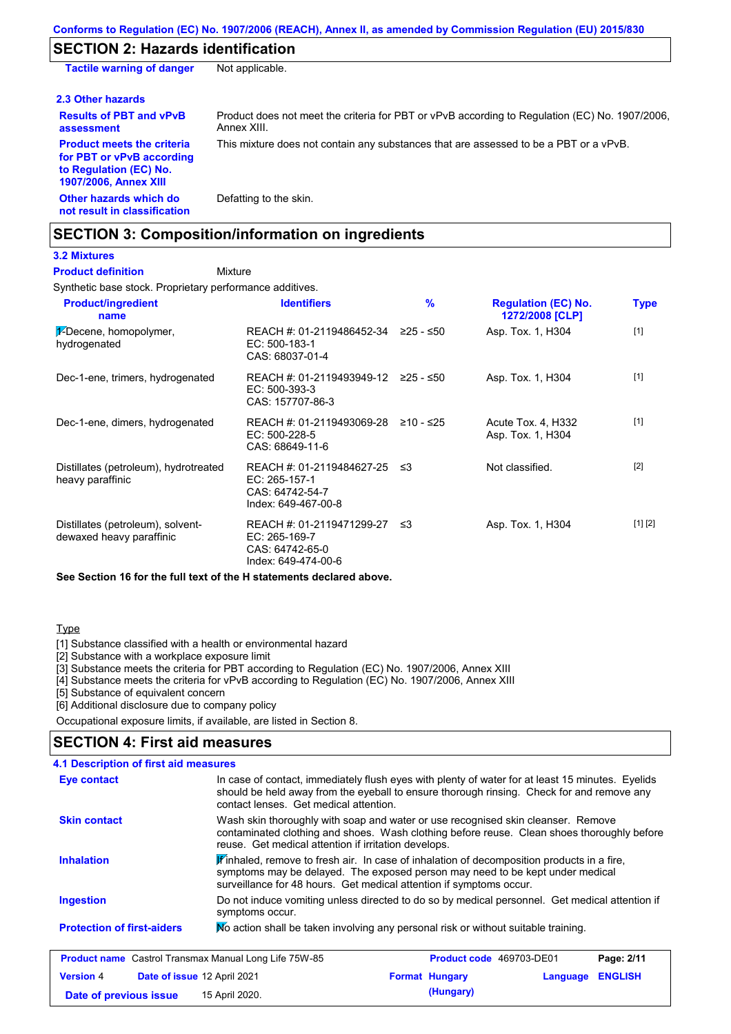## SECTION 2: Hazards identification

**Tactile warning of danger** Not applicable.

### 2.3 Other hazards

**Results of PBT and vPvB assessment**: Product does not meet the criteria for PBT or vPvB according to Regulation (EC) No. 1907/2006, Annex XIII.

**Product meets the criteria for PBT or vPvB according to Regulation (EC) No. 1907/2006, Annex XIII**: This mixture does not contain any substances that are assessed to be a PBT or a vPvB.

**Other hazards which do not result in classification**: Defatting to the skin.

## SECTION 3: Composition/information on ingredients

### 3.2 Mixtures

**Product definition** Mixture

Synthetic base stock. Proprietary performance additives.

| Product/ingredient name | Identifiers | % | Regulation (EC) No. 1272/2008 [CLP] | Type |
|---|---|---|---|---|
| 1-Decene, homopolymer, hydrogenated | REACH #: 01-2119486452-34<br>EC: 500-183-1<br>CAS: 68037-01-4 | ≥25 - ≤50 | Asp. Tox. 1, H304 | [1] |
| Dec-1-ene, trimers, hydrogenated | REACH #: 01-2119493949-12<br>EC: 500-393-3<br>CAS: 157707-86-3 | ≥25 - ≤50 | Asp. Tox. 1, H304 | [1] |
| Dec-1-ene, dimers, hydrogenated | REACH #: 01-2119493069-28<br>EC: 500-228-5<br>CAS: 68649-11-6 | ≥10 - ≤25 | Acute Tox. 4, H332<br>Asp. Tox. 1, H304 | [1] |
| Distillates (petroleum), hydrotreated heavy paraffinic | REACH #: 01-2119484627-25<br>EC: 265-157-1<br>CAS: 64742-54-7<br>Index: 649-467-00-8 | ≤3 | Not classified. | [2] |
| Distillates (petroleum), solvent-dewaxed heavy paraffinic | REACH #: 01-2119471299-27<br>EC: 265-169-7<br>CAS: 64742-65-0<br>Index: 649-474-00-6 | ≤3 | Asp. Tox. 1, H304 | [1] [2] |

**See Section 16 for the full text of the H statements declared above.**

Type

[1] Substance classified with a health or environmental hazard
[2] Substance with a workplace exposure limit
[3] Substance meets the criteria for PBT according to Regulation (EC) No. 1907/2006, Annex XIII
[4] Substance meets the criteria for vPvB according to Regulation (EC) No. 1907/2006, Annex XIII
[5] Substance of equivalent concern
[6] Additional disclosure due to company policy

Occupational exposure limits, if available, are listed in Section 8.

## SECTION 4: First aid measures

### 4.1 Description of first aid measures

**Eye contact**: In case of contact, immediately flush eyes with plenty of water for at least 15 minutes. Eyelids should be held away from the eyeball to ensure thorough rinsing. Check for and remove any contact lenses. Get medical attention.

**Skin contact**: Wash skin thoroughly with soap and water or use recognised skin cleanser. Remove contaminated clothing and shoes. Wash clothing before reuse. Clean shoes thoroughly before reuse. Get medical attention if irritation develops.

**Inhalation**: If inhaled, remove to fresh air. In case of inhalation of decomposition products in a fire, symptoms may be delayed. The exposed person may need to be kept under medical surveillance for 48 hours. Get medical attention if symptoms occur.

**Ingestion**: Do not induce vomiting unless directed to do so by medical personnel. Get medical attention if symptoms occur.

**Protection of first-aiders**: No action shall be taken involving any personal risk or without suitable training.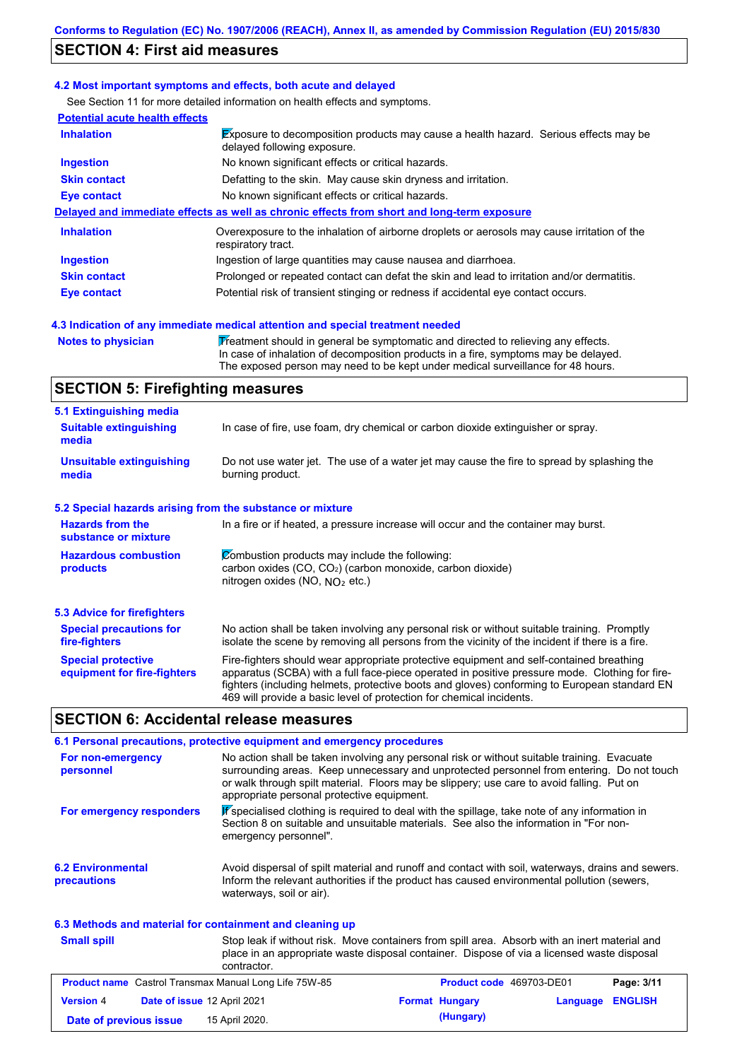## SECTION 4: First aid measures

### 4.2 Most important symptoms and effects, both acute and delayed

See Section 11 for more detailed information on health effects and symptoms.

**Potential acute health effects**

| | |
|---|---|
| **Inhalation** | Exposure to decomposition products may cause a health hazard. Serious effects may be delayed following exposure. |
| **Ingestion** | No known significant effects or critical hazards. |
| **Skin contact** | Defatting to the skin. May cause skin dryness and irritation. |
| **Eye contact** | No known significant effects or critical hazards. |

**Delayed and immediate effects as well as chronic effects from short and long-term exposure**

| | |
|---|---|
| **Inhalation** | Overexposure to the inhalation of airborne droplets or aerosols may cause irritation of the respiratory tract. |
| **Ingestion** | Ingestion of large quantities may cause nausea and diarrhoea. |
| **Skin contact** | Prolonged or repeated contact can defat the skin and lead to irritation and/or dermatitis. |
| **Eye contact** | Potential risk of transient stinging or redness if accidental eye contact occurs. |

### 4.3 Indication of any immediate medical attention and special treatment needed

| | |
|---|---|
| **Notes to physician** | Treatment should in general be symptomatic and directed to relieving any effects. In case of inhalation of decomposition products in a fire, symptoms may be delayed. The exposed person may need to be kept under medical surveillance for 48 hours. |

## SECTION 5: Firefighting measures

### 5.1 Extinguishing media

| | |
|---|---|
| **Suitable extinguishing media** | In case of fire, use foam, dry chemical or carbon dioxide extinguisher or spray. |
| **Unsuitable extinguishing media** | Do not use water jet. The use of a water jet may cause the fire to spread by splashing the burning product. |

### 5.2 Special hazards arising from the substance or mixture

| | |
|---|---|
| **Hazards from the substance or mixture** | In a fire or if heated, a pressure increase will occur and the container may burst. |
| **Hazardous combustion products** | Combustion products may include the following: carbon oxides (CO, $CO_2$) (carbon monoxide, carbon dioxide) nitrogen oxides (NO, $NO_2$ etc.) |

### 5.3 Advice for firefighters

| | |
|---|---|
| **Special precautions for fire-fighters** | No action shall be taken involving any personal risk or without suitable training. Promptly isolate the scene by removing all persons from the vicinity of the incident if there is a fire. |
| **Special protective equipment for fire-fighters** | Fire-fighters should wear appropriate protective equipment and self-contained breathing apparatus (SCBA) with a full face-piece operated in positive pressure mode. Clothing for fire-fighters (including helmets, protective boots and gloves) conforming to European standard EN 469 will provide a basic level of protection for chemical incidents. |

## SECTION 6: Accidental release measures

### 6.1 Personal precautions, protective equipment and emergency procedures

| | |
|---|---|
| **For non-emergency personnel** | No action shall be taken involving any personal risk or without suitable training. Evacuate surrounding areas. Keep unnecessary and unprotected personnel from entering. Do not touch or walk through spilt material. Floors may be slippery; use care to avoid falling. Put on appropriate personal protective equipment. |
| **For emergency responders** | If specialised clothing is required to deal with the spillage, take note of any information in Section 8 on suitable and unsuitable materials. See also the information in "For non-emergency personnel". |

| | |
|---|---|
| **6.2 Environmental precautions** | Avoid dispersal of spilt material and runoff and contact with soil, waterways, drains and sewers. Inform the relevant authorities if the product has caused environmental pollution (sewers, waterways, soil or air). |

### 6.3 Methods and material for containment and cleaning up

| | |
|---|---|
| **Small spill** | Stop leak if without risk. Move containers from spill area. Absorb with an inert material and place in an appropriate waste disposal container. Dispose of via a licensed waste disposal contractor. |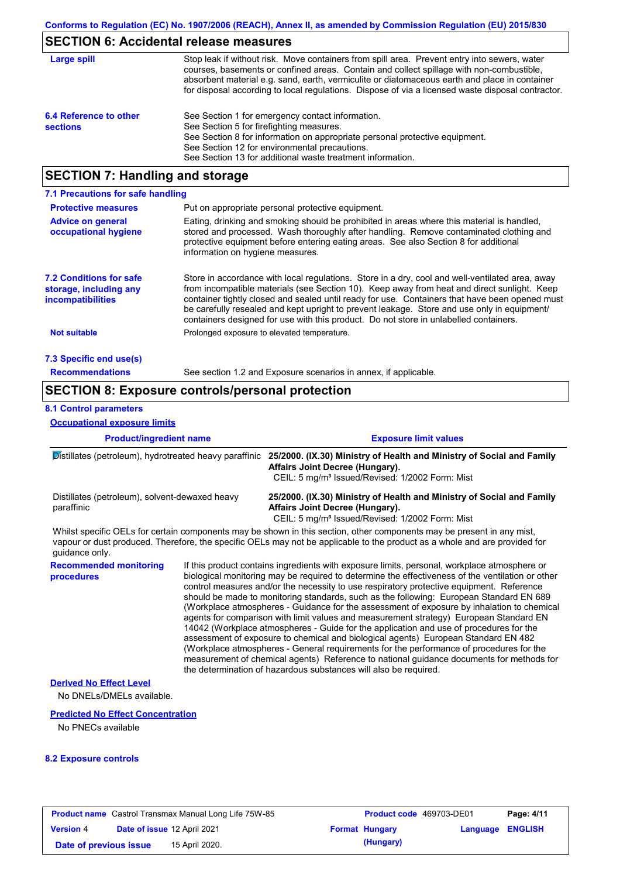## SECTION 6: Accidental release measures

**Large spill**

Stop leak if without risk. Move containers from spill area. Prevent entry into sewers, water courses, basements or confined areas. Contain and collect spillage with non-combustible, absorbent material e.g. sand, earth, vermiculite or diatomaceous earth and place in container for disposal according to local regulations. Dispose of via a licensed waste disposal contractor.

**6.4 Reference to other sections**

See Section 1 for emergency contact information.
See Section 5 for firefighting measures.
See Section 8 for information on appropriate personal protective equipment.
See Section 12 for environmental precautions.
See Section 13 for additional waste treatment information.

## SECTION 7: Handling and storage

### 7.1 Precautions for safe handling

**Protective measures**

Put on appropriate personal protective equipment.

**Advice on general occupational hygiene**

Eating, drinking and smoking should be prohibited in areas where this material is handled, stored and processed. Wash thoroughly after handling. Remove contaminated clothing and protective equipment before entering eating areas. See also Section 8 for additional information on hygiene measures.

**7.2 Conditions for safe storage, including any incompatibilities**

Store in accordance with local regulations. Store in a dry, cool and well-ventilated area, away from incompatible materials (see Section 10). Keep away from heat and direct sunlight. Keep container tightly closed and sealed until ready for use. Containers that have been opened must be carefully resealed and kept upright to prevent leakage. Store and use only in equipment/ containers designed for use with this product. Do not store in unlabelled containers.

**Not suitable**

Prolonged exposure to elevated temperature.

### 7.3 Specific end use(s)

**Recommendations**

See section 1.2 and Exposure scenarios in annex, if applicable.

## SECTION 8: Exposure controls/personal protection

### 8.1 Control parameters

**Occupational exposure limits**

| Product/ingredient name | Exposure limit values |
|---|---|
| Distillates (petroleum), hydrotreated heavy paraffinic | **25/2000. (IX.30) Ministry of Health and Ministry of Social and Family Affairs Joint Decree (Hungary).** CEIL: 5 mg/m³ Issued/Revised: 1/2002 Form: Mist |
| Distillates (petroleum), solvent-dewaxed heavy paraffinic | **25/2000. (IX.30) Ministry of Health and Ministry of Social and Family Affairs Joint Decree (Hungary).** CEIL: 5 mg/m³ Issued/Revised: 1/2002 Form: Mist |

Whilst specific OELs for certain components may be shown in this section, other components may be present in any mist, vapour or dust produced. Therefore, the specific OELs may not be applicable to the product as a whole and are provided for guidance only.

**Recommended monitoring procedures**

If this product contains ingredients with exposure limits, personal, workplace atmosphere or biological monitoring may be required to determine the effectiveness of the ventilation or other control measures and/or the necessity to use respiratory protective equipment. Reference should be made to monitoring standards, such as the following: European Standard EN 689 (Workplace atmospheres - Guidance for the assessment of exposure by inhalation to chemical agents for comparison with limit values and measurement strategy) European Standard EN 14042 (Workplace atmospheres - Guide for the application and use of procedures for the assessment of exposure to chemical and biological agents) European Standard EN 482 (Workplace atmospheres - General requirements for the performance of procedures for the measurement of chemical agents) Reference to national guidance documents for methods for the determination of hazardous substances will also be required.

**Derived No Effect Level**

No DNELs/DMELs available.

**Predicted No Effect Concentration**

No PNECs available

### 8.2 Exposure controls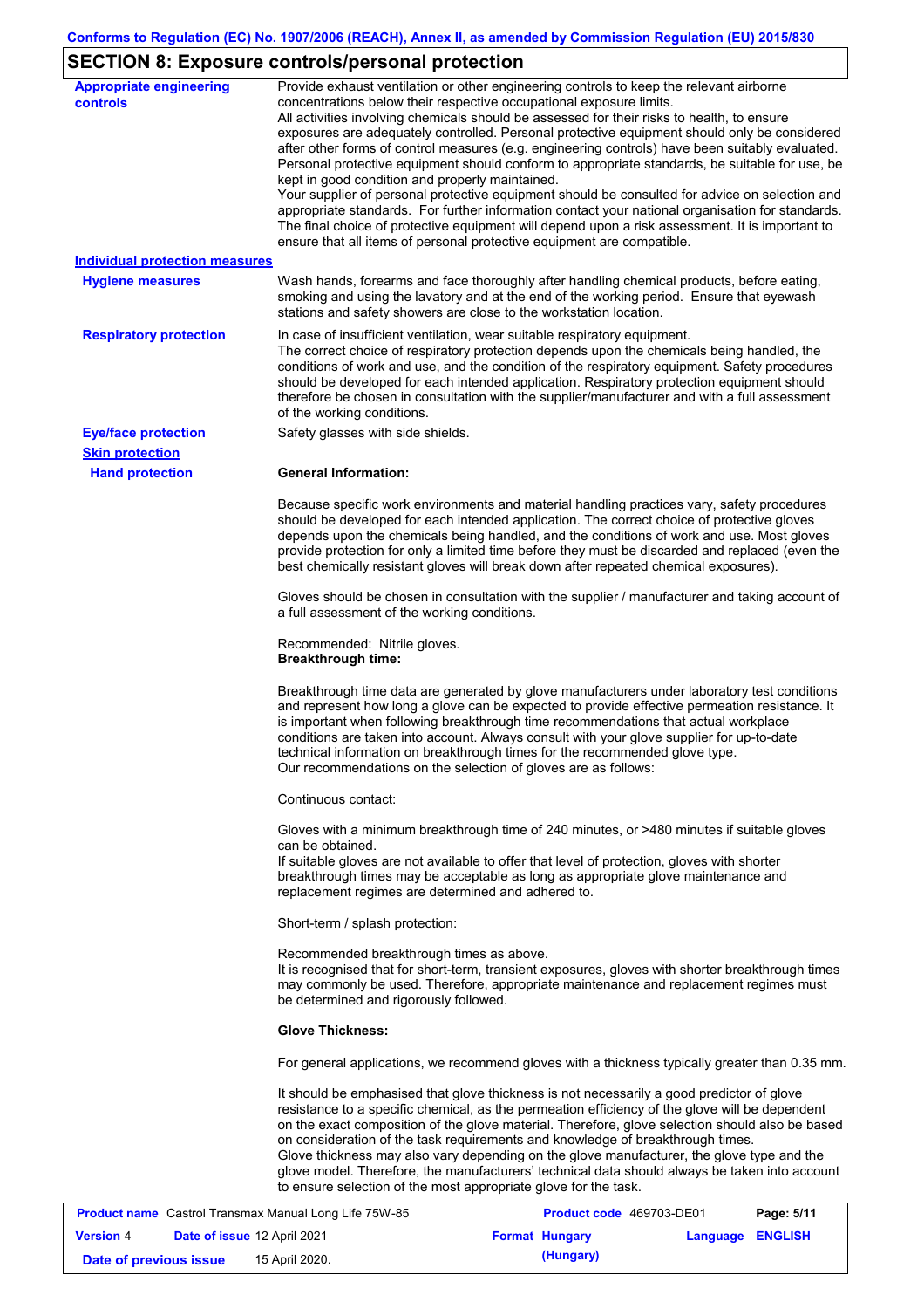## SECTION 8: Exposure controls/personal protection

**Appropriate engineering controls**

Provide exhaust ventilation or other engineering controls to keep the relevant airborne concentrations below their respective occupational exposure limits.
All activities involving chemicals should be assessed for their risks to health, to ensure exposures are adequately controlled. Personal protective equipment should only be considered after other forms of control measures (e.g. engineering controls) have been suitably evaluated. Personal protective equipment should conform to appropriate standards, be suitable for use, be kept in good condition and properly maintained.
Your supplier of personal protective equipment should be consulted for advice on selection and appropriate standards. For further information contact your national organisation for standards. The final choice of protective equipment will depend upon a risk assessment. It is important to ensure that all items of personal protective equipment are compatible.

**Individual protection measures**

**Hygiene measures**

Wash hands, forearms and face thoroughly after handling chemical products, before eating, smoking and using the lavatory and at the end of the working period. Ensure that eyewash stations and safety showers are close to the workstation location.

**Respiratory protection**

In case of insufficient ventilation, wear suitable respiratory equipment.
The correct choice of respiratory protection depends upon the chemicals being handled, the conditions of work and use, and the condition of the respiratory equipment. Safety procedures should be developed for each intended application. Respiratory protection equipment should therefore be chosen in consultation with the supplier/manufacturer and with a full assessment of the working conditions.

**Eye/face protection**

Safety glasses with side shields.

**Skin protection**

**Hand protection**

**General Information:**

Because specific work environments and material handling practices vary, safety procedures should be developed for each intended application. The correct choice of protective gloves depends upon the chemicals being handled, and the conditions of work and use. Most gloves provide protection for only a limited time before they must be discarded and replaced (even the best chemically resistant gloves will break down after repeated chemical exposures).

Gloves should be chosen in consultation with the supplier / manufacturer and taking account of a full assessment of the working conditions.

Recommended: Nitrile gloves.
**Breakthrough time:**

Breakthrough time data are generated by glove manufacturers under laboratory test conditions and represent how long a glove can be expected to provide effective permeation resistance. It is important when following breakthrough time recommendations that actual workplace conditions are taken into account. Always consult with your glove supplier for up-to-date technical information on breakthrough times for the recommended glove type.
Our recommendations on the selection of gloves are as follows:

Continuous contact:

Gloves with a minimum breakthrough time of 240 minutes, or >480 minutes if suitable gloves can be obtained.
If suitable gloves are not available to offer that level of protection, gloves with shorter breakthrough times may be acceptable as long as appropriate glove maintenance and replacement regimes are determined and adhered to.

Short-term / splash protection:

Recommended breakthrough times as above.
It is recognised that for short-term, transient exposures, gloves with shorter breakthrough times may commonly be used. Therefore, appropriate maintenance and replacement regimes must be determined and rigorously followed.

**Glove Thickness:**

For general applications, we recommend gloves with a thickness typically greater than 0.35 mm.

It should be emphasised that glove thickness is not necessarily a good predictor of glove resistance to a specific chemical, as the permeation efficiency of the glove will be dependent on the exact composition of the glove material. Therefore, glove selection should also be based on consideration of the task requirements and knowledge of breakthrough times.
Glove thickness may also vary depending on the glove manufacturer, the glove type and the glove model. Therefore, the manufacturers' technical data should always be taken into account to ensure selection of the most appropriate glove for the task.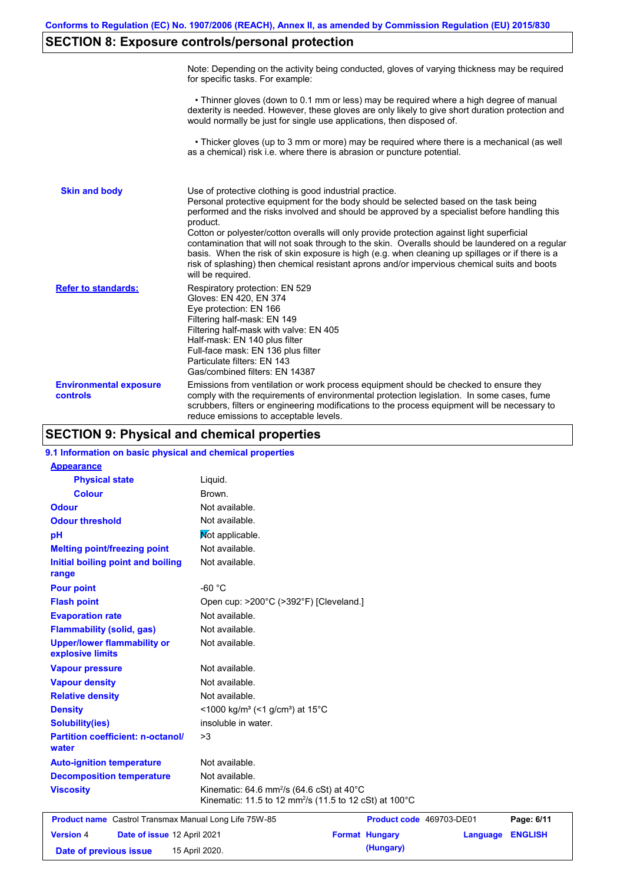## SECTION 8: Exposure controls/personal protection

Note: Depending on the activity being conducted, gloves of varying thickness may be required for specific tasks. For example:

• Thinner gloves (down to 0.1 mm or less) may be required where a high degree of manual dexterity is needed. However, these gloves are only likely to give short duration protection and would normally be just for single use applications, then disposed of.

• Thicker gloves (up to 3 mm or more) may be required where there is a mechanical (as well as a chemical) risk i.e. where there is abrasion or puncture potential.

**Skin and body**

Use of protective clothing is good industrial practice.
Personal protective equipment for the body should be selected based on the task being performed and the risks involved and should be approved by a specialist before handling this product.
Cotton or polyester/cotton overalls will only provide protection against light superficial contamination that will not soak through to the skin. Overalls should be laundered on a regular basis. When the risk of skin exposure is high (e.g. when cleaning up spillages or if there is a risk of splashing) then chemical resistant aprons and/or impervious chemical suits and boots will be required.

**Refer to standards:**

Respiratory protection: EN 529
Gloves: EN 420, EN 374
Eye protection: EN 166
Filtering half-mask: EN 149
Filtering half-mask with valve: EN 405
Half-mask: EN 140 plus filter
Full-face mask: EN 136 plus filter
Particulate filters: EN 143
Gas/combined filters: EN 14387

**Environmental exposure controls**

Emissions from ventilation or work process equipment should be checked to ensure they comply with the requirements of environmental protection legislation. In some cases, fume scrubbers, filters or engineering modifications to the process equipment will be necessary to reduce emissions to acceptable levels.

## SECTION 9: Physical and chemical properties

### 9.1 Information on basic physical and chemical properties

**Appearance**

| Property | Value |
|---|---|
| Physical state | Liquid. |
| Colour | Brown. |
| Odour | Not available. |
| Odour threshold | Not available. |
| pH | Not applicable. |
| Melting point/freezing point | Not available. |
| Initial boiling point and boiling range | Not available. |
| Pour point | -60 °C |
| Flash point | Open cup: >200°C (>392°F) [Cleveland.] |
| Evaporation rate | Not available. |
| Flammability (solid, gas) | Not available. |
| Upper/lower flammability or explosive limits | Not available. |
| Vapour pressure | Not available. |
| Vapour density | Not available. |
| Relative density | Not available. |
| Density | <1000 kg/m³ (<1 g/cm³) at 15°C |
| Solubility(ies) | insoluble in water. |
| Partition coefficient: n-octanol/water | >3 |
| Auto-ignition temperature | Not available. |
| Decomposition temperature | Not available. |
| Viscosity | Kinematic: 64.6 mm²/s (64.6 cSt) at 40°C<br>Kinematic: 11.5 to 12 mm²/s (11.5 to 12 cSt) at 100°C |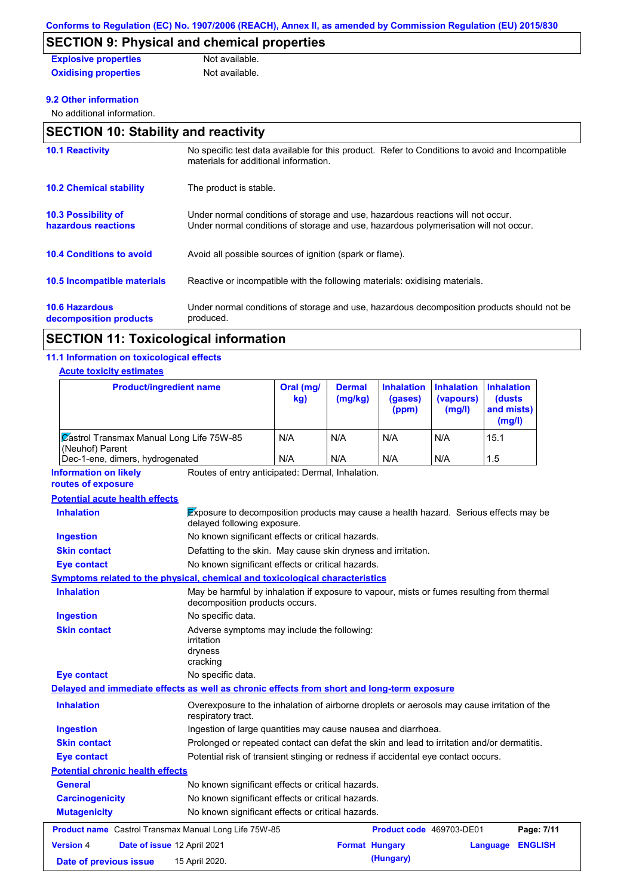## SECTION 9: Physical and chemical properties

**Explosive properties** Not available.

**Oxidising properties** Not available.

**9.2 Other information**

No additional information.

## SECTION 10: Stability and reactivity

**10.1 Reactivity** No specific test data available for this product. Refer to Conditions to avoid and Incompatible materials for additional information.

**10.2 Chemical stability** The product is stable.

**10.3 Possibility of hazardous reactions** Under normal conditions of storage and use, hazardous reactions will not occur. Under normal conditions of storage and use, hazardous polymerisation will not occur.

**10.4 Conditions to avoid** Avoid all possible sources of ignition (spark or flame).

**10.5 Incompatible materials** Reactive or incompatible with the following materials: oxidising materials.

**10.6 Hazardous decomposition products** Under normal conditions of storage and use, hazardous decomposition products should not be produced.

## SECTION 11: Toxicological information

**11.1 Information on toxicological effects**

**Acute toxicity estimates**

| Product/ingredient name | Oral (mg/kg) | Dermal (mg/kg) | Inhalation (gases) (ppm) | Inhalation (vapours) (mg/l) | Inhalation (dusts and mists) (mg/l) |
|---|---|---|---|---|---|
| Castrol Transmax Manual Long Life 75W-85 (Neuhof) Parent | N/A | N/A | N/A | N/A | 15.1 |
| Dec-1-ene, dimers, hydrogenated | N/A | N/A | N/A | N/A | 1.5 |

**Information on likely routes of exposure** Routes of entry anticipated: Dermal, Inhalation.

**Potential acute health effects**

**Inhalation** Exposure to decomposition products may cause a health hazard. Serious effects may be delayed following exposure.

**Ingestion** No known significant effects or critical hazards.

**Skin contact** Defatting to the skin. May cause skin dryness and irritation.

**Eye contact** No known significant effects or critical hazards.

**Symptoms related to the physical, chemical and toxicological characteristics**

**Inhalation** May be harmful by inhalation if exposure to vapour, mists or fumes resulting from thermal decomposition products occurs.

**Ingestion** No specific data.

**Skin contact** Adverse symptoms may include the following:
irritation
dryness
cracking

**Eye contact** No specific data.

**Delayed and immediate effects as well as chronic effects from short and long-term exposure**

**Inhalation** Overexposure to the inhalation of airborne droplets or aerosols may cause irritation of the respiratory tract.

**Ingestion** Ingestion of large quantities may cause nausea and diarrhoea.

**Skin contact** Prolonged or repeated contact can defat the skin and lead to irritation and/or dermatitis.

**Eye contact** Potential risk of transient stinging or redness if accidental eye contact occurs.

**Potential chronic health effects**

**General** No known significant effects or critical hazards.

**Carcinogenicity** No known significant effects or critical hazards.

**Mutagenicity** No known significant effects or critical hazards.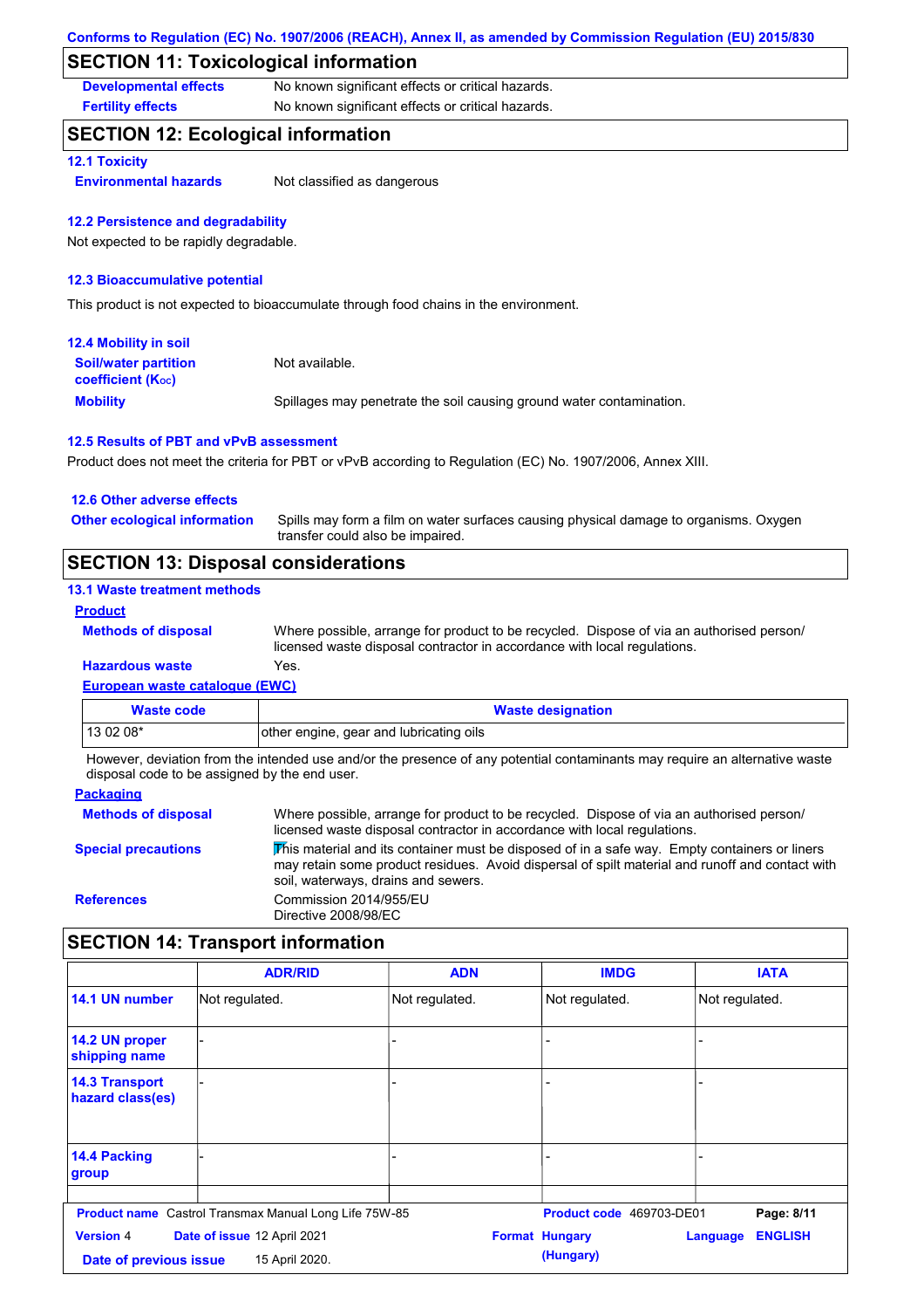Conforms to Regulation (EC) No. 1907/2006 (REACH), Annex II, as amended by Commission Regulation (EU) 2015/830

## SECTION 11: Toxicological information

**Developmental effects** No known significant effects or critical hazards.

**Fertility effects** No known significant effects or critical hazards.

## SECTION 12: Ecological information

### 12.1 Toxicity

**Environmental hazards** Not classified as dangerous

### 12.2 Persistence and degradability

Not expected to be rapidly degradable.

### 12.3 Bioaccumulative potential

This product is not expected to bioaccumulate through food chains in the environment.

### 12.4 Mobility in soil

**Soil/water partition coefficient ($K_{OC}$)** Not available.

**Mobility** Spillages may penetrate the soil causing ground water contamination.

### 12.5 Results of PBT and vPvB assessment

Product does not meet the criteria for PBT or vPvB according to Regulation (EC) No. 1907/2006, Annex XIII.

### 12.6 Other adverse effects

**Other ecological information** Spills may form a film on water surfaces causing physical damage to organisms. Oxygen transfer could also be impaired.

## SECTION 13: Disposal considerations

### 13.1 Waste treatment methods

**Product**

**Methods of disposal** Where possible, arrange for product to be recycled. Dispose of via an authorised person/ licensed waste disposal contractor in accordance with local regulations.

**Hazardous waste** Yes.

**European waste catalogue (EWC)**

| Waste code | Waste designation |
|---|---|
| 13 02 08* | other engine, gear and lubricating oils |

However, deviation from the intended use and/or the presence of any potential contaminants may require an alternative waste disposal code to be assigned by the end user.

**Packaging**

**Methods of disposal** Where possible, arrange for product to be recycled. Dispose of via an authorised person/ licensed waste disposal contractor in accordance with local regulations.

**Special precautions** This material and its container must be disposed of in a safe way. Empty containers or liners may retain some product residues. Avoid dispersal of spilt material and runoff and contact with soil, waterways, drains and sewers.

**References** Commission 2014/955/EU
Directive 2008/98/EC

## SECTION 14: Transport information

| | ADR/RID | ADN | IMDG | IATA |
|---|---|---|---|---|
| 14.1 UN number | Not regulated. | Not regulated. | Not regulated. | Not regulated. |
| 14.2 UN proper shipping name | - | - | - | - |
| 14.3 Transport hazard class(es) | - | - | - | - |
| 14.4 Packing group | - | - | - | - |

**Product name** Castrol Transmax Manual Long Life 75W-85 **Product code** 469703-DE01
**Version** 4 **Date of issue** 12 April 2021 **Format** Hungary (Hungary) **Language** ENGLISH
**Date of previous issue** 15 April 2020.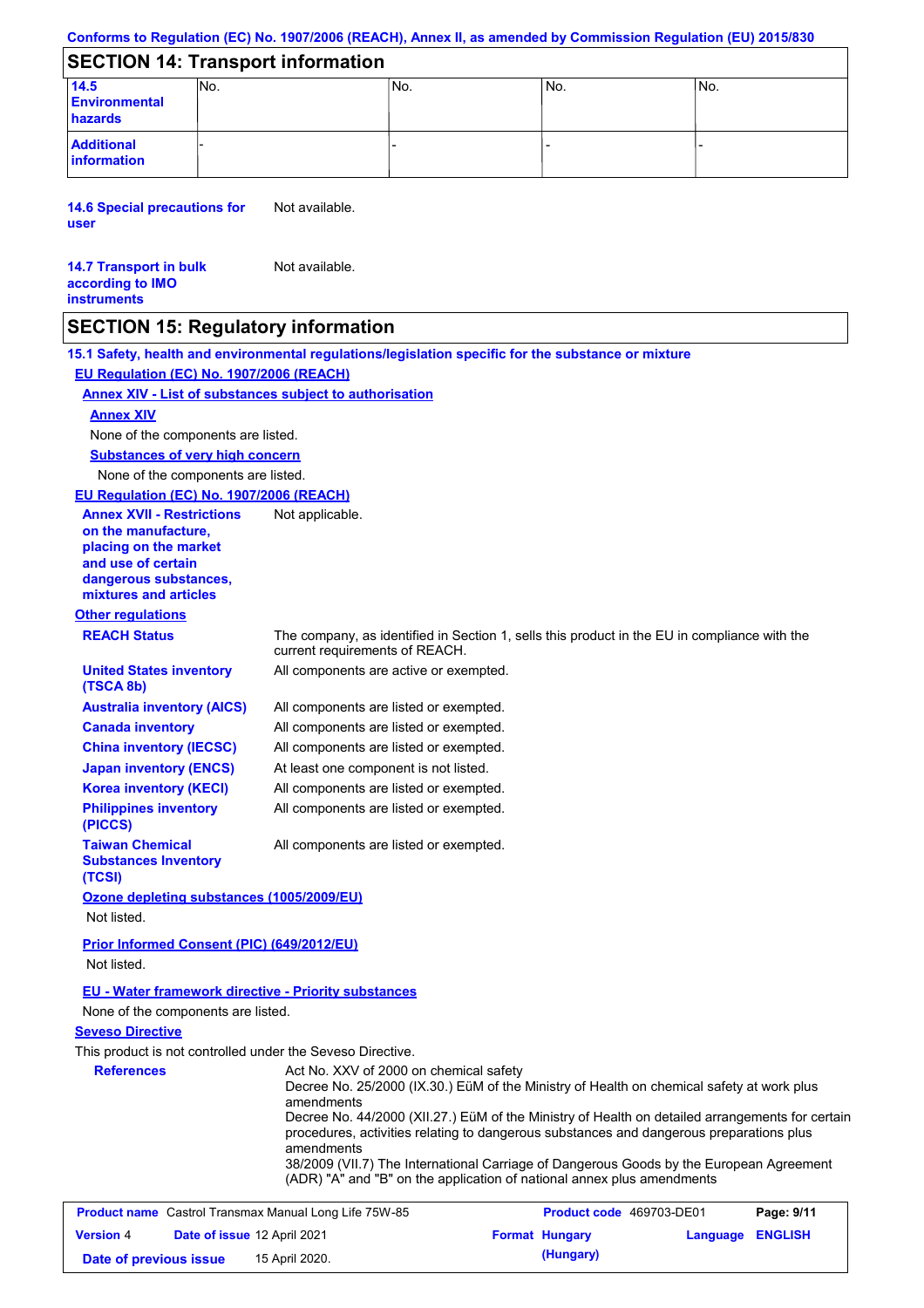Conforms to Regulation (EC) No. 1907/2006 (REACH), Annex II, as amended by Commission Regulation (EU) 2015/830

## SECTION 14: Transport information

| | | | | |
|---|---|---|---|---|
| **14.5 Environmental hazards** | No. | No. | No. | No. |
| **Additional information** | - | - | - | - |

**14.6 Special precautions for user** Not available.

**14.7 Transport in bulk according to IMO instruments** Not available.

## SECTION 15: Regulatory information

**15.1 Safety, health and environmental regulations/legislation specific for the substance or mixture**

**EU Regulation (EC) No. 1907/2006 (REACH)**

**Annex XIV - List of substances subject to authorisation**

**Annex XIV**

None of the components are listed.

**Substances of very high concern**

None of the components are listed.

**EU Regulation (EC) No. 1907/2006 (REACH)**

**Annex XVII - Restrictions on the manufacture, placing on the market and use of certain dangerous substances, mixtures and articles** Not applicable.

**Other regulations**

| | |
|---|---|
| **REACH Status** | The company, as identified in Section 1, sells this product in the EU in compliance with the current requirements of REACH. |
| **United States inventory (TSCA 8b)** | All components are active or exempted. |
| **Australia inventory (AICS)** | All components are listed or exempted. |
| **Canada inventory** | All components are listed or exempted. |
| **China inventory (IECSC)** | All components are listed or exempted. |
| **Japan inventory (ENCS)** | At least one component is not listed. |
| **Korea inventory (KECI)** | All components are listed or exempted. |
| **Philippines inventory (PICCS)** | All components are listed or exempted. |
| **Taiwan Chemical Substances Inventory (TCSI)** | All components are listed or exempted. |

**Ozone depleting substances (1005/2009/EU)**

Not listed.

**Prior Informed Consent (PIC) (649/2012/EU)**

Not listed.

**EU - Water framework directive - Priority substances**

None of the components are listed.

**Seveso Directive**

This product is not controlled under the Seveso Directive.

**References**

Act No. XXV of 2000 on chemical safety
Decree No. 25/2000 (IX.30.) EüM of the Ministry of Health on chemical safety at work plus amendments
Decree No. 44/2000 (XII.27.) EüM of the Ministry of Health on detailed arrangements for certain procedures, activities relating to dangerous substances and dangerous preparations plus amendments
38/2009 (VII.7) The International Carriage of Dangerous Goods by the European Agreement (ADR) "A" and "B" on the application of national annex plus amendments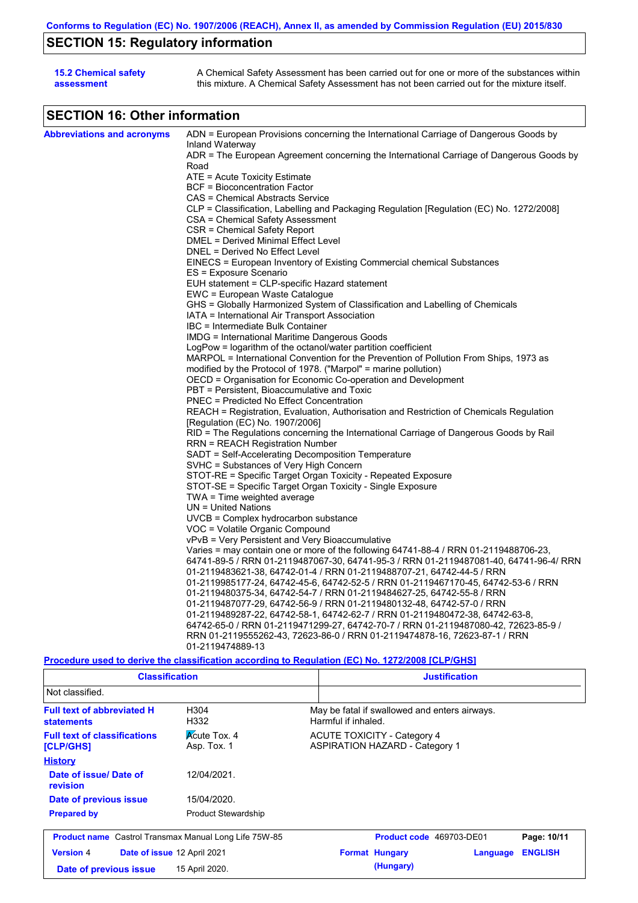Conforms to Regulation (EC) No. 1907/2006 (REACH), Annex II, as amended by Commission Regulation (EU) 2015/830

## SECTION 15: Regulatory information

**15.2 Chemical safety assessment**

A Chemical Safety Assessment has been carried out for one or more of the substances within this mixture. A Chemical Safety Assessment has not been carried out for the mixture itself.

## SECTION 16: Other information

**Abbreviations and acronyms**

ADN = European Provisions concerning the International Carriage of Dangerous Goods by Inland Waterway
ADR = The European Agreement concerning the International Carriage of Dangerous Goods by Road
ATE = Acute Toxicity Estimate
BCF = Bioconcentration Factor
CAS = Chemical Abstracts Service
CLP = Classification, Labelling and Packaging Regulation [Regulation (EC) No. 1272/2008]
CSA = Chemical Safety Assessment
CSR = Chemical Safety Report
DMEL = Derived Minimal Effect Level
DNEL = Derived No Effect Level
EINECS = European Inventory of Existing Commercial chemical Substances
ES = Exposure Scenario
EUH statement = CLP-specific Hazard statement
EWC = European Waste Catalogue
GHS = Globally Harmonized System of Classification and Labelling of Chemicals
IATA = International Air Transport Association
IBC = Intermediate Bulk Container
IMDG = International Maritime Dangerous Goods
LogPow = logarithm of the octanol/water partition coefficient
MARPOL = International Convention for the Prevention of Pollution From Ships, 1973 as modified by the Protocol of 1978. ("Marpol" = marine pollution)
OECD = Organisation for Economic Co-operation and Development
PBT = Persistent, Bioaccumulative and Toxic
PNEC = Predicted No Effect Concentration
REACH = Registration, Evaluation, Authorisation and Restriction of Chemicals Regulation [Regulation (EC) No. 1907/2006]
RID = The Regulations concerning the International Carriage of Dangerous Goods by Rail
RRN = REACH Registration Number
SADT = Self-Accelerating Decomposition Temperature
SVHC = Substances of Very High Concern
STOT-RE = Specific Target Organ Toxicity - Repeated Exposure
STOT-SE = Specific Target Organ Toxicity - Single Exposure
TWA = Time weighted average
UN = United Nations
UVCB = Complex hydrocarbon substance
VOC = Volatile Organic Compound
vPvB = Very Persistent and Very Bioaccumulative
Varies = may contain one or more of the following 64741-88-4 / RRN 01-2119488706-23, 64741-89-5 / RRN 01-2119487067-30, 64741-95-3 / RRN 01-2119487081-40, 64741-96-4/ RRN 01-2119483621-38, 64742-01-4 / RRN 01-2119488707-21, 64742-44-5 / RRN 01-2119985177-24, 64742-45-6, 64742-52-5 / RRN 01-2119467170-45, 64742-53-6 / RRN 01-2119480375-34, 64742-54-7 / RRN 01-2119484627-25, 64742-55-8 / RRN 01-2119487077-29, 64742-56-9 / RRN 01-2119480132-48, 64742-57-0 / RRN 01-2119489287-22, 64742-58-1, 64742-62-7 / RRN 01-2119480472-38, 64742-63-8, 64742-65-0 / RRN 01-2119471299-27, 64742-70-7 / RRN 01-2119487080-42, 72623-85-9 / RRN 01-2119555262-43, 72623-86-0 / RRN 01-2119474878-16, 72623-87-1 / RRN 01-2119474889-13

**Procedure used to derive the classification according to Regulation (EC) No. 1272/2008 [CLP/GHS]**

| Classification | Justification |
|---|---|
| Not classified. | |

**Full text of abbreviated H statements**

| | |
|---|---|
| H304 | May be fatal if swallowed and enters airways. |
| H332 | Harmful if inhaled. |

**Full text of classifications [CLP/GHS]**

| | |
|---|---|
| Acute Tox. 4 | ACUTE TOXICITY - Category 4 |
| Asp. Tox. 1 | ASPIRATION HAZARD - Category 1 |

**History**

**Date of issue/ Date of revision**: 12/04/2021.

**Date of previous issue**: 15/04/2020.

**Prepared by**: Product Stewardship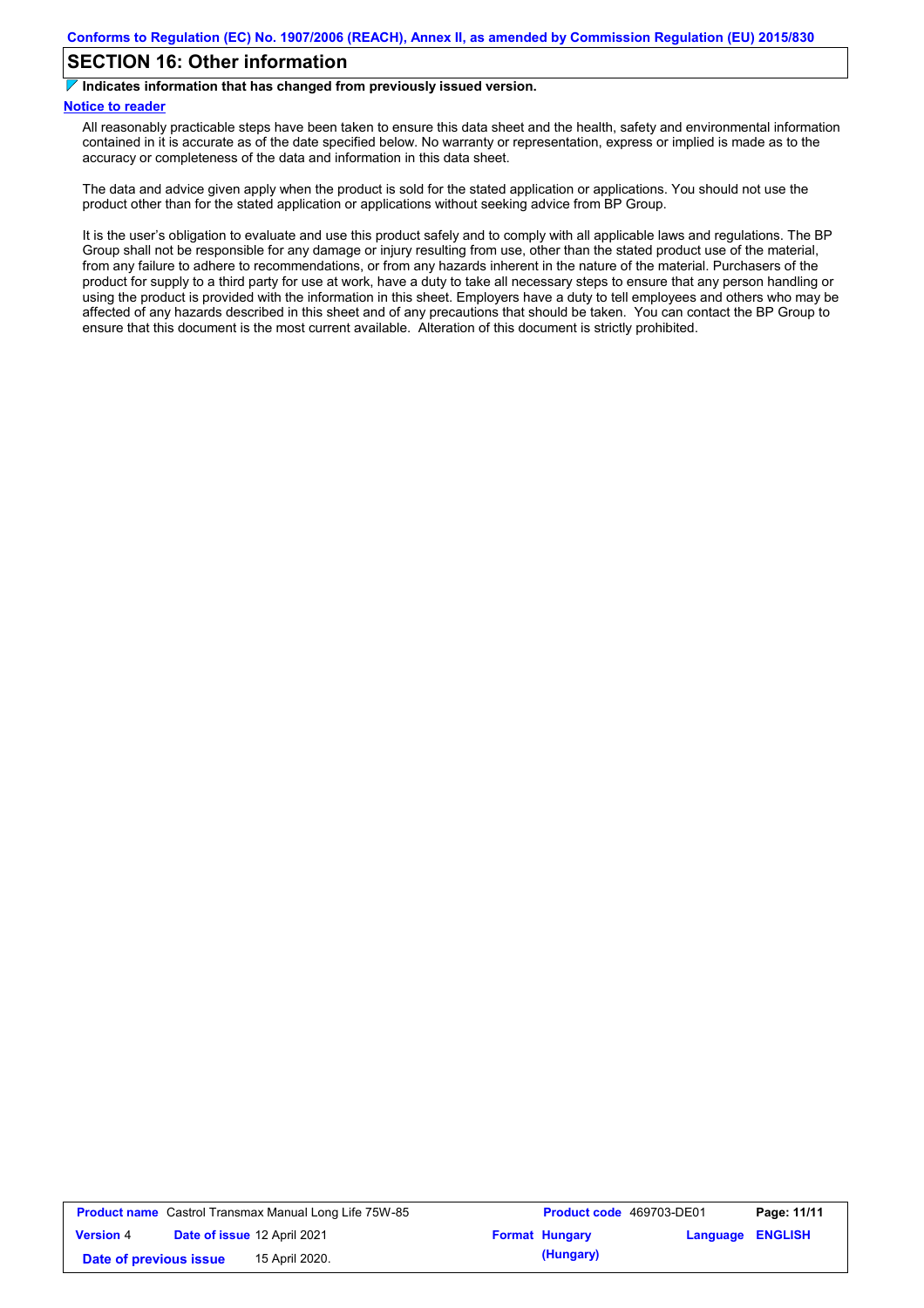## SECTION 16: Other information

**Indicates information that has changed from previously issued version.**

**Notice to reader**

All reasonably practicable steps have been taken to ensure this data sheet and the health, safety and environmental information contained in it is accurate as of the date specified below. No warranty or representation, express or implied is made as to the accuracy or completeness of the data and information in this data sheet.

The data and advice given apply when the product is sold for the stated application or applications. You should not use the product other than for the stated application or applications without seeking advice from BP Group.

It is the user's obligation to evaluate and use this product safely and to comply with all applicable laws and regulations. The BP Group shall not be responsible for any damage or injury resulting from use, other than the stated product use of the material, from any failure to adhere to recommendations, or from any hazards inherent in the nature of the material. Purchasers of the product for supply to a third party for use at work, have a duty to take all necessary steps to ensure that any person handling or using the product is provided with the information in this sheet. Employers have a duty to tell employees and others who may be affected of any hazards described in this sheet and of any precautions that should be taken. You can contact the BP Group to ensure that this document is the most current available. Alteration of this document is strictly prohibited.